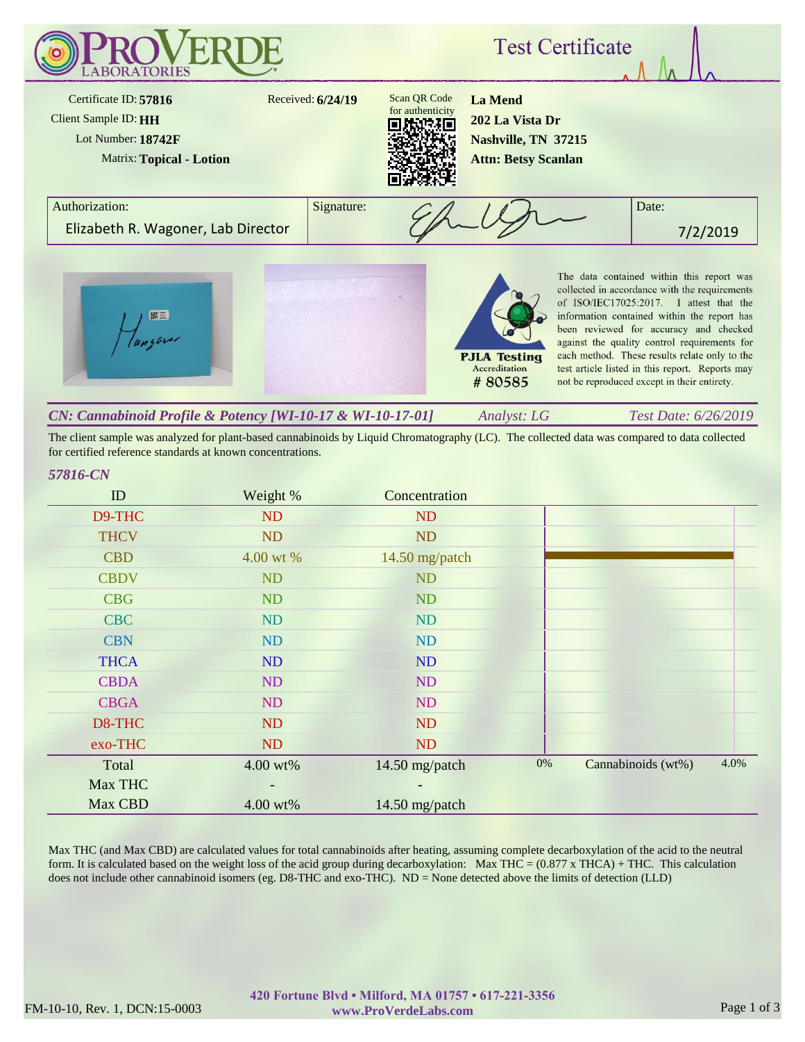# ProVerde Laboratories

## Test Certificate

Certificate ID: **57816**
Client Sample ID: **HH**
Lot Number: **18742F**
Matrix: **Topical - Lotion**

Received: **6/24/19**

Scan QR Code for authenticity

**La Mend**
**202 La Vista Dr**
**Nashville, TN 37215**
**Attn: Betsy Scanlan**

| Authorization: | Signature: | Date: |
|---|---|---|
| Elizabeth R. Wagoner, Lab Director | | 7/2/2019 |

PJLA Testing Accreditation # 80585

The data contained within this report was collected in accordance with the requirements of ISO/IEC17025:2017. I attest that the information contained within the report has been reviewed for accuracy and checked against the quality control requirements for each method. These results relate only to the test article listed in this report. Reports may not be reproduced except in their entirety.

### *CN: Cannabinoid Profile & Potency [WI-10-17 & WI-10-17-01]*

*Analyst: LG* — *Test Date: 6/26/2019*

The client sample was analyzed for plant-based cannabinoids by Liquid Chromatography (LC). The collected data was compared to data collected for certified reference standards at known concentrations.

*57816-CN*

| ID | Weight % | Concentration |
|---|---|---|
| D9-THC | ND | ND |
| THCV | ND | ND |
| CBD | 4.00 wt % | 14.50 mg/patch |
| CBDV | ND | ND |
| CBG | ND | ND |
| CBC | ND | ND |
| CBN | ND | ND |
| THCA | ND | ND |
| CBDA | ND | ND |
| CBGA | ND | ND |
| D8-THC | ND | ND |
| exo-THC | ND | ND |
| Total | 4.00 wt% | 14.50 mg/patch |
| Max THC | - | - |
| Max CBD | 4.00 wt% | 14.50 mg/patch |

Max THC (and Max CBD) are calculated values for total cannabinoids after heating, assuming complete decarboxylation of the acid to the neutral form. It is calculated based on the weight loss of the acid group during decarboxylation: Max THC = (0.877 x THCA) + THC. This calculation does not include other cannabinoid isomers (eg. D8-THC and exo-THC). ND = None detected above the limits of detection (LLD)

FM-10-10, Rev. 1, DCN:15-0003

420 Fortune Blvd • Milford, MA 01757 • 617-221-3356
www.ProVerdeLabs.com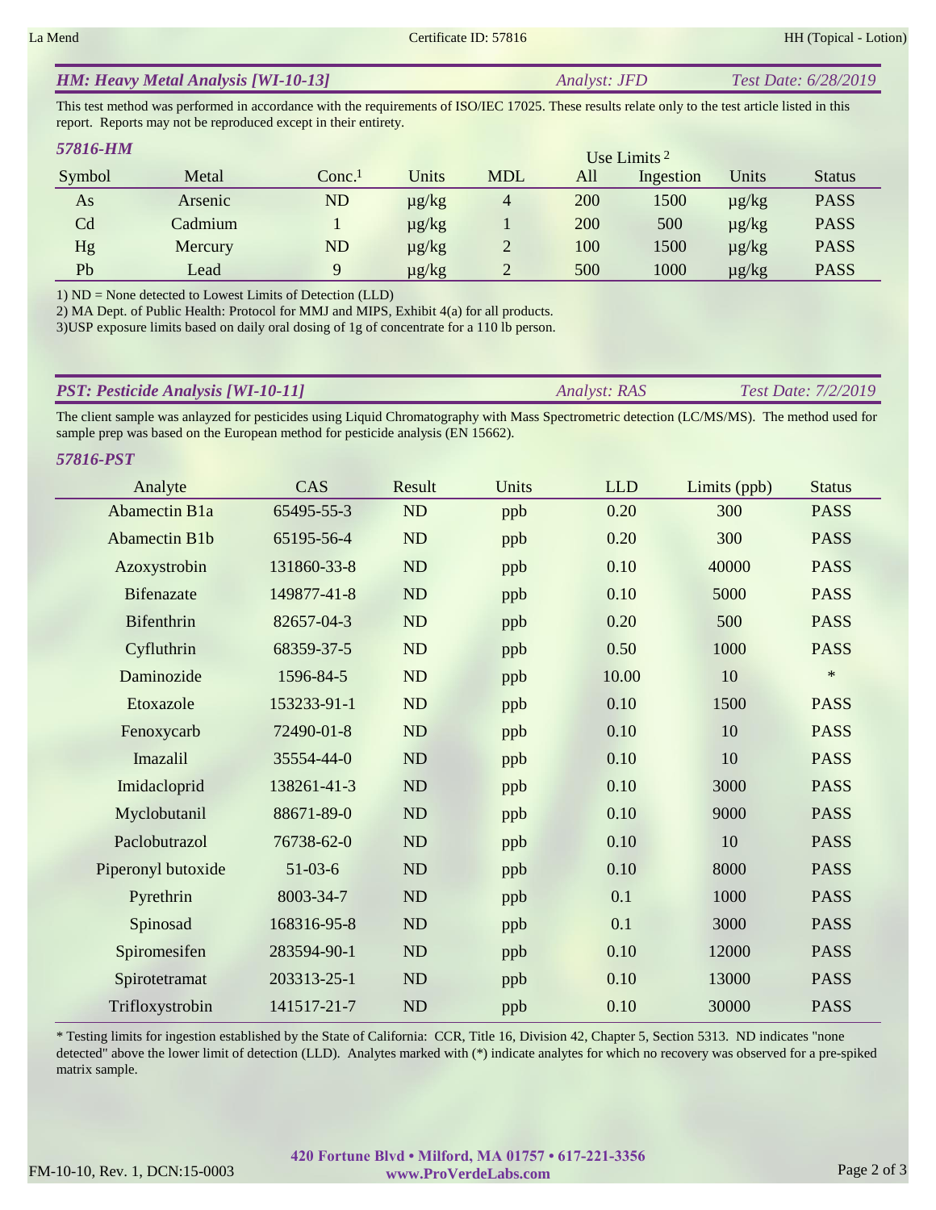## HM: Heavy Metal Analysis [WI-10-13] — Analyst: JFD — Test Date: 6/28/2019

This test method was performed in accordance with the requirements of ISO/IEC 17025. These results relate only to the test article listed in this report. Reports may not be reproduced except in their entirety.

### 57816-HM

| Symbol | Metal | Conc.[1] | Units | MDL | Use Limits[2] All | Use Limits[2] Ingestion | Units | Status |
|---|---|---|---|---|---|---|---|---|
| As | Arsenic | ND | µg/kg | 4 | 200 | 1500 | µg/kg | PASS |
| Cd | Cadmium | 1 | µg/kg | 1 | 200 | 500 | µg/kg | PASS |
| Hg | Mercury | ND | µg/kg | 2 | 100 | 1500 | µg/kg | PASS |
| Pb | Lead | 9 | µg/kg | 2 | 500 | 1000 | µg/kg | PASS |

1) ND = None detected to Lowest Limits of Detection (LLD)
2) MA Dept. of Public Health: Protocol for MMJ and MIPS, Exhibit 4(a) for all products.
3)USP exposure limits based on daily oral dosing of 1g of concentrate for a 110 lb person.

## PST: Pesticide Analysis [WI-10-11] — Analyst: RAS — Test Date: 7/2/2019

The client sample was anlayzed for pesticides using Liquid Chromatography with Mass Spectrometric detection (LC/MS/MS). The method used for sample prep was based on the European method for pesticide analysis (EN 15662).

### 57816-PST

| Analyte | CAS | Result | Units | LLD | Limits (ppb) | Status |
|---|---|---|---|---|---|---|
| Abamectin B1a | 65495-55-3 | ND | ppb | 0.20 | 300 | PASS |
| Abamectin B1b | 65195-56-4 | ND | ppb | 0.20 | 300 | PASS |
| Azoxystrobin | 131860-33-8 | ND | ppb | 0.10 | 40000 | PASS |
| Bifenazate | 149877-41-8 | ND | ppb | 0.10 | 5000 | PASS |
| Bifenthrin | 82657-04-3 | ND | ppb | 0.20 | 500 | PASS |
| Cyfluthrin | 68359-37-5 | ND | ppb | 0.50 | 1000 | PASS |
| Daminozide | 1596-84-5 | ND | ppb | 10.00 | 10 | * |
| Etoxazole | 153233-91-1 | ND | ppb | 0.10 | 1500 | PASS |
| Fenoxycarb | 72490-01-8 | ND | ppb | 0.10 | 10 | PASS |
| Imazalil | 35554-44-0 | ND | ppb | 0.10 | 10 | PASS |
| Imidacloprid | 138261-41-3 | ND | ppb | 0.10 | 3000 | PASS |
| Myclobutanil | 88671-89-0 | ND | ppb | 0.10 | 9000 | PASS |
| Paclobutrazol | 76738-62-0 | ND | ppb | 0.10 | 10 | PASS |
| Piperonyl butoxide | 51-03-6 | ND | ppb | 0.10 | 8000 | PASS |
| Pyrethrin | 8003-34-7 | ND | ppb | 0.1 | 1000 | PASS |
| Spinosad | 168316-95-8 | ND | ppb | 0.1 | 3000 | PASS |
| Spiromesifen | 283594-90-1 | ND | ppb | 0.10 | 12000 | PASS |
| Spirotetramat | 203313-25-1 | ND | ppb | 0.10 | 13000 | PASS |
| Trifloxystrobin | 141517-21-7 | ND | ppb | 0.10 | 30000 | PASS |

* Testing limits for ingestion established by the State of California: CCR, Title 16, Division 42, Chapter 5, Section 5313. ND indicates "none detected" above the lower limit of detection (LLD). Analytes marked with (*) indicate analytes for which no recovery was observed for a pre-spiked matrix sample.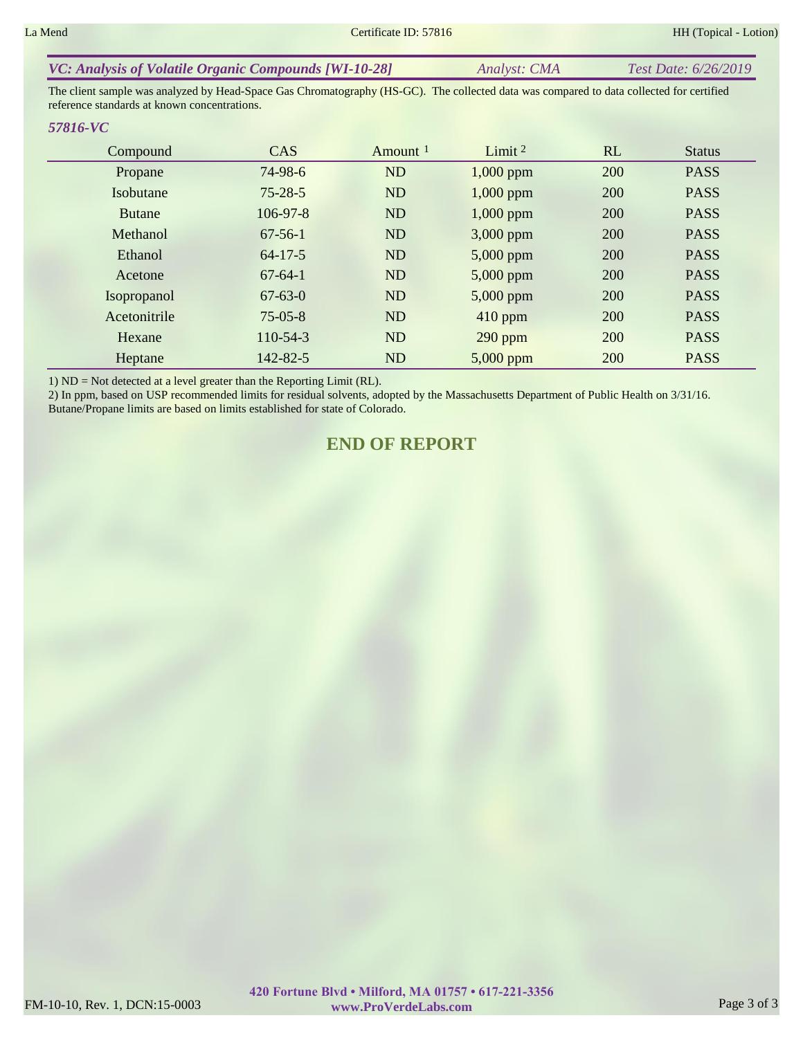**VC: Analysis of Volatile Organic Compounds [WI-10-28]** *Analyst: CMA* *Test Date: 6/26/2019*

The client sample was analyzed by Head-Space Gas Chromatography (HS-GC). The collected data was compared to data collected for certified reference standards at known concentrations.

***57816-VC***

| Compound | CAS | Amount [1] | Limit [2] | RL | Status |
|---|---|---|---|---|---|
| Propane | 74-98-6 | ND | 1,000 ppm | 200 | PASS |
| Isobutane | 75-28-5 | ND | 1,000 ppm | 200 | PASS |
| Butane | 106-97-8 | ND | 1,000 ppm | 200 | PASS |
| Methanol | 67-56-1 | ND | 3,000 ppm | 200 | PASS |
| Ethanol | 64-17-5 | ND | 5,000 ppm | 200 | PASS |
| Acetone | 67-64-1 | ND | 5,000 ppm | 200 | PASS |
| Isopropanol | 67-63-0 | ND | 5,000 ppm | 200 | PASS |
| Acetonitrile | 75-05-8 | ND | 410 ppm | 200 | PASS |
| Hexane | 110-54-3 | ND | 290 ppm | 200 | PASS |
| Heptane | 142-82-5 | ND | 5,000 ppm | 200 | PASS |

1) ND = Not detected at a level greater than the Reporting Limit (RL).
2) In ppm, based on USP recommended limits for residual solvents, adopted by the Massachusetts Department of Public Health on 3/31/16. Butane/Propane limits are based on limits established for state of Colorado.

## END OF REPORT

FM-10-10, Rev. 1, DCN:15-0003

**420 Fortune Blvd • Milford, MA 01757 • 617-221-3356**
**www.ProVerdeLabs.com**